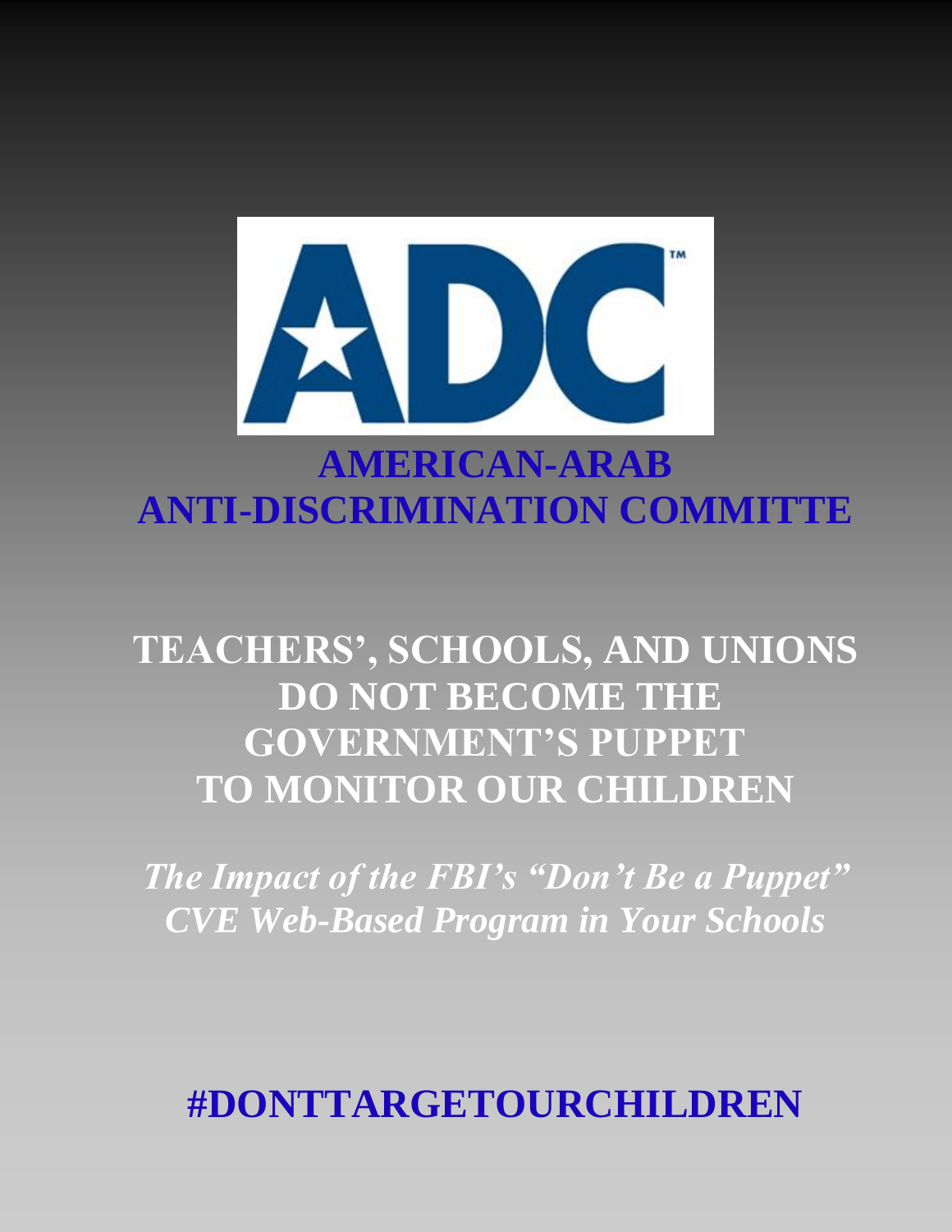ADC

# AMERICAN-ARAB ANTI-DISCRIMINATION COMMITTE

# TEACHERS', SCHOOLS, AND UNIONS DO NOT BECOME THE GOVERNMENT'S PUPPET TO MONITOR OUR CHILDREN

*The Impact of the FBI's "Don't Be a Puppet" CVE Web-Based Program in Your Schools*

**#DONTTARGETOURCHILDREN**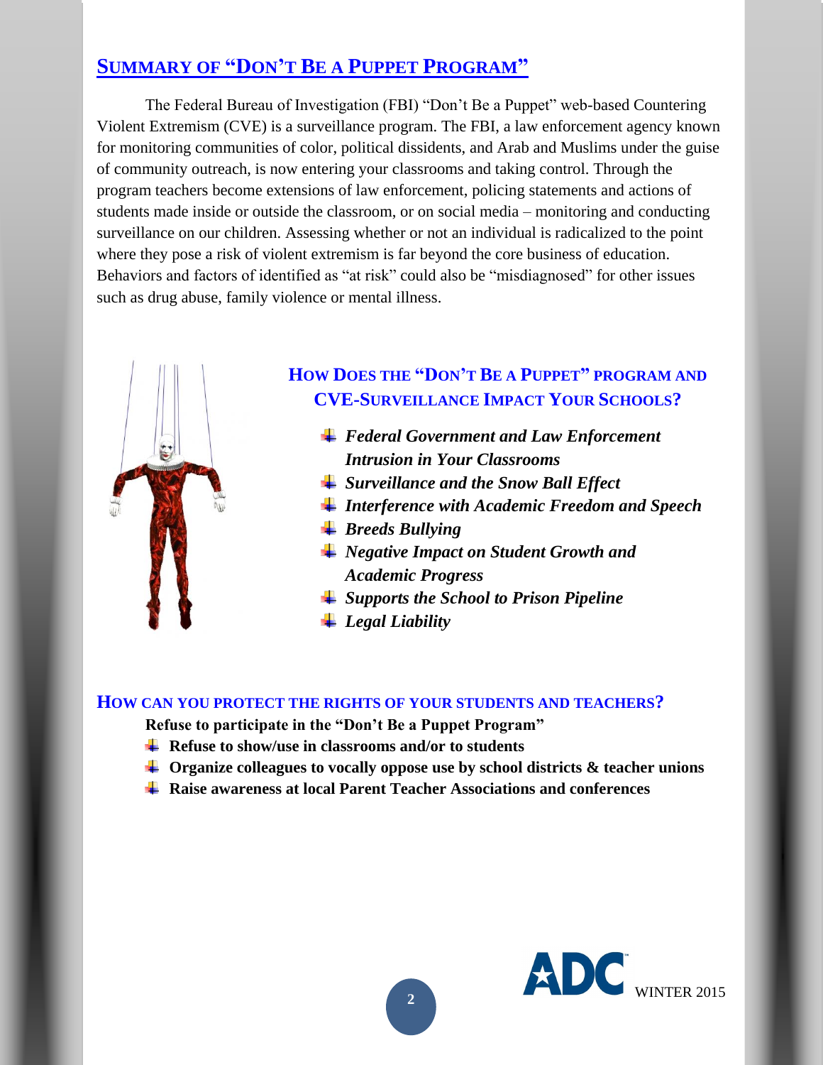## Summary of "Don't Be a Puppet Program"

The Federal Bureau of Investigation (FBI) "Don't Be a Puppet" web-based Countering Violent Extremism (CVE) is a surveillance program. The FBI, a law enforcement agency known for monitoring communities of color, political dissidents, and Arab and Muslims under the guise of community outreach, is now entering your classrooms and taking control. Through the program teachers become extensions of law enforcement, policing statements and actions of students made inside or outside the classroom, or on social media – monitoring and conducting surveillance on our children. Assessing whether or not an individual is radicalized to the point where they pose a risk of violent extremism is far beyond the core business of education. Behaviors and factors of identified as "at risk" could also be "misdiagnosed" for other issues such as drug abuse, family violence or mental illness.

### How Does the "Don't Be a Puppet" Program and CVE-Surveillance Impact Your Schools?

- ***Federal Government and Law Enforcement Intrusion in Your Classrooms***
- ***Surveillance and the Snow Ball Effect***
- ***Interference with Academic Freedom and Speech***
- ***Breeds Bullying***
- ***Negative Impact on Student Growth and Academic Progress***
- ***Supports the School to Prison Pipeline***
- ***Legal Liability***

### How Can You Protect the Rights of Your Students and Teachers?

**Refuse to participate in the "Don't Be a Puppet Program"**

- **Refuse to show/use in classrooms and/or to students**
- **Organize colleagues to vocally oppose use by school districts & teacher unions**
- **Raise awareness at local Parent Teacher Associations and conferences**

ADC WINTER 2015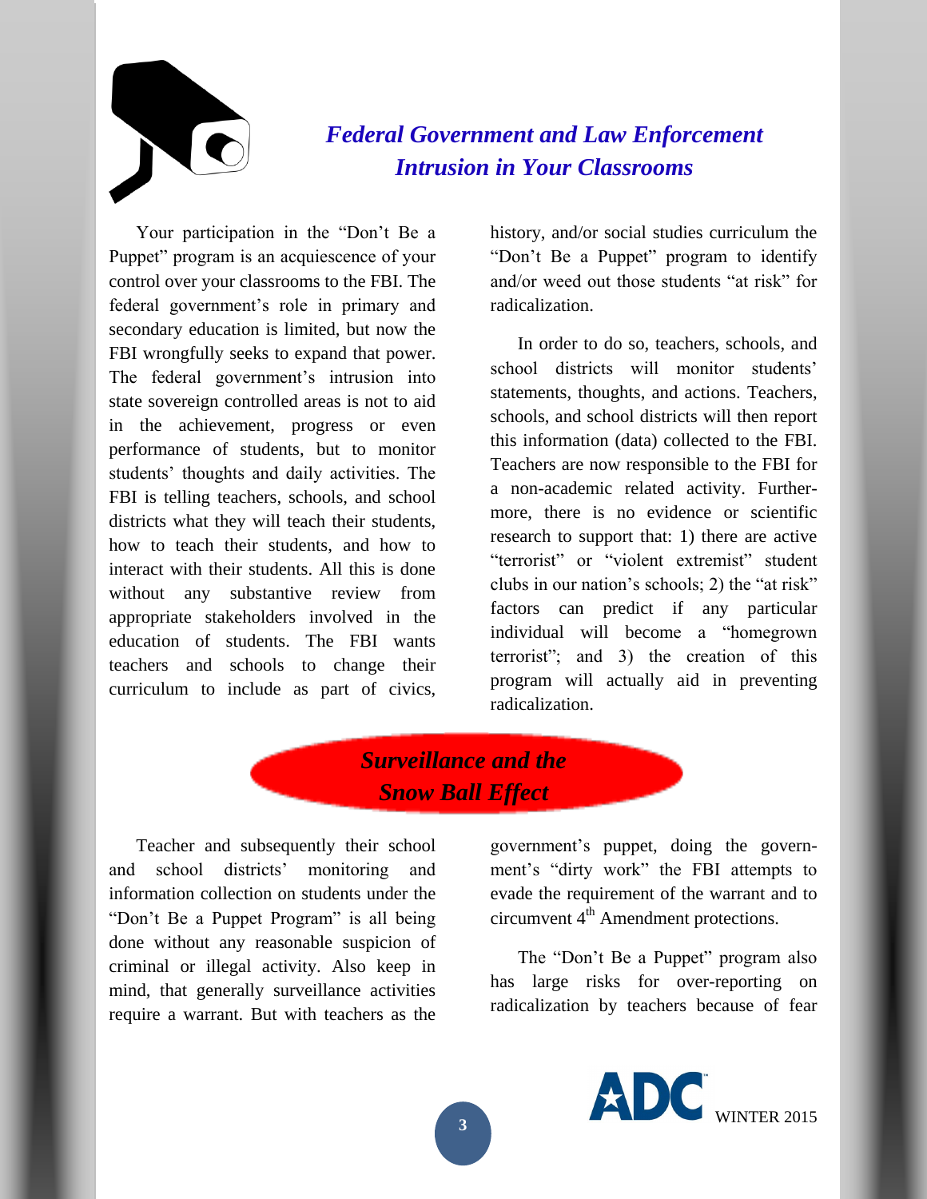## *Federal Government and Law Enforcement Intrusion in Your Classrooms*

Your participation in the "Don't Be a Puppet" program is an acquiescence of your control over your classrooms to the FBI. The federal government's role in primary and secondary education is limited, but now the FBI wrongfully seeks to expand that power. The federal government's intrusion into state sovereign controlled areas is not to aid in the achievement, progress or even performance of students, but to monitor students' thoughts and daily activities. The FBI is telling teachers, schools, and school districts what they will teach their students, how to teach their students, and how to interact with their students. All this is done without any substantive review from appropriate stakeholders involved in the education of students. The FBI wants teachers and schools to change their curriculum to include as part of civics, history, and/or social studies curriculum the "Don't Be a Puppet" program to identify and/or weed out those students "at risk" for radicalization.

In order to do so, teachers, schools, and school districts will monitor students' statements, thoughts, and actions. Teachers, schools, and school districts will then report this information (data) collected to the FBI. Teachers are now responsible to the FBI for a non-academic related activity. Furthermore, there is no evidence or scientific research to support that: 1) there are active "terrorist" or "violent extremist" student clubs in our nation's schools; 2) the "at risk" factors can predict if any particular individual will become a "homegrown terrorist"; and 3) the creation of this program will actually aid in preventing radicalization.

## *Surveillance and the Snow Ball Effect*

Teacher and subsequently their school and school districts' monitoring and information collection on students under the "Don't Be a Puppet Program" is all being done without any reasonable suspicion of criminal or illegal activity. Also keep in mind, that generally surveillance activities require a warrant. But with teachers as the government's puppet, doing the government's "dirty work" the FBI attempts to evade the requirement of the warrant and to circumvent 4th Amendment protections.

The "Don't Be a Puppet" program also has large risks for over-reporting on radicalization by teachers because of fear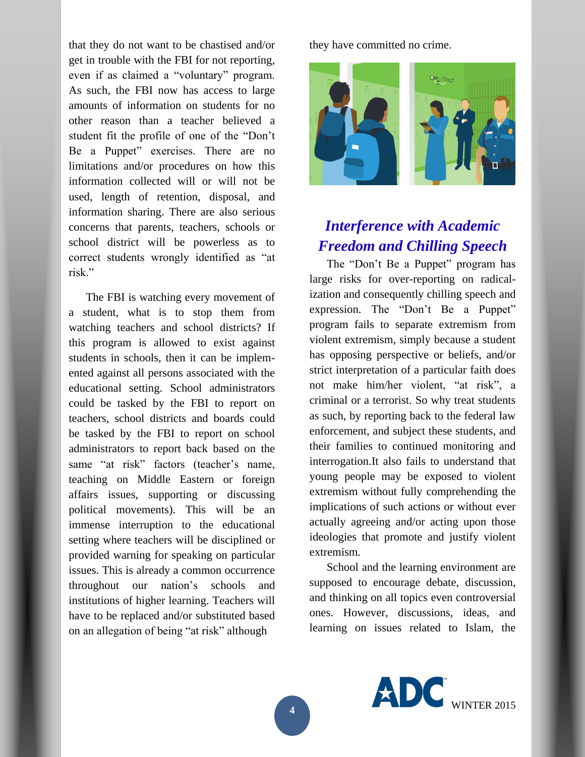that they do not want to be chastised and/or get in trouble with the FBI for not reporting, even if as claimed a "voluntary" program. As such, the FBI now has access to large amounts of information on students for no other reason than a teacher believed a student fit the profile of one of the "Don't Be a Puppet" exercises. There are no limitations and/or procedures on how this information collected will or will not be used, length of retention, disposal, and information sharing. There are also serious concerns that parents, teachers, schools or school district will be powerless as to correct students wrongly identified as "at risk."

The FBI is watching every movement of a student, what is to stop them from watching teachers and school districts? If this program is allowed to exist against students in schools, then it can be implemented against all persons associated with the educational setting. School administrators could be tasked by the FBI to report on teachers, school districts and boards could be tasked by the FBI to report on school administrators to report back based on the same "at risk" factors (teacher's name, teaching on Middle Eastern or foreign affairs issues, supporting or discussing political movements). This will be an immense interruption to the educational setting where teachers will be disciplined or provided warning for speaking on particular issues. This is already a common occurrence throughout our nation's schools and institutions of higher learning. Teachers will have to be replaced and/or substituted based on an allegation of being "at risk" although they have committed no crime.

## *Interference with Academic Freedom and Chilling Speech*

The "Don't Be a Puppet" program has large risks for over-reporting on radicalization and consequently chilling speech and expression. The "Don't Be a Puppet" program fails to separate extremism from violent extremism, simply because a student has opposing perspective or beliefs, and/or strict interpretation of a particular faith does not make him/her violent, "at risk", a criminal or a terrorist. So why treat students as such, by reporting back to the federal law enforcement, and subject these students, and their families to continued monitoring and interrogation.It also fails to understand that young people may be exposed to violent extremism without fully comprehending the implications of such actions or without ever actually agreeing and/or acting upon those ideologies that promote and justify violent extremism.

School and the learning environment are supposed to encourage debate, discussion, and thinking on all topics even controversial ones. However, discussions, ideas, and learning on issues related to Islam, the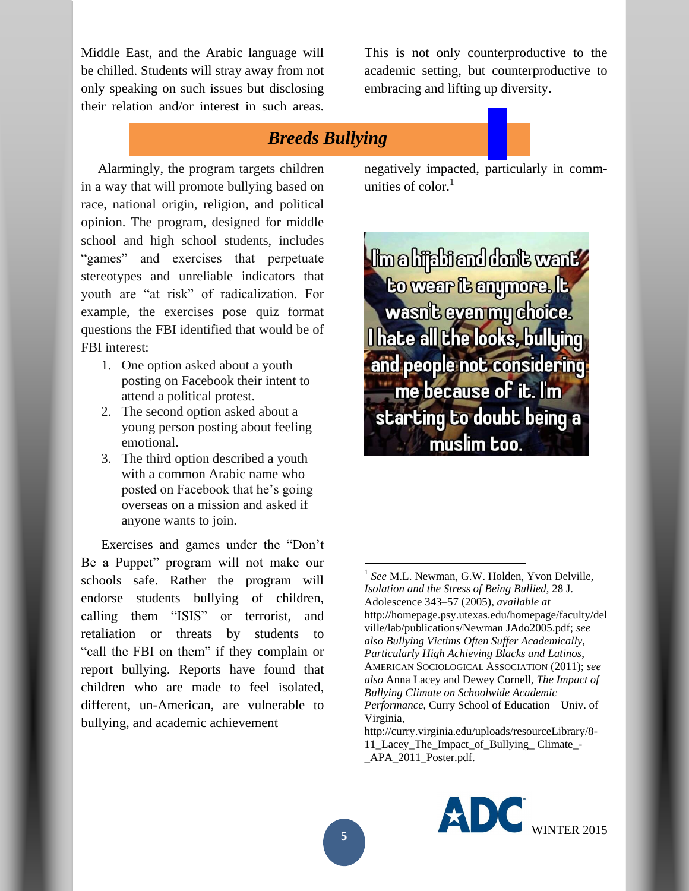Middle East, and the Arabic language will be chilled. Students will stray away from not only speaking on such issues but disclosing their relation and/or interest in such areas. This is not only counterproductive to the academic setting, but counterproductive to embracing and lifting up diversity.

## *Breeds Bullying*

Alarmingly, the program targets children in a way that will promote bullying based on race, national origin, religion, and political opinion. The program, designed for middle school and high school students, includes "games" and exercises that perpetuate stereotypes and unreliable indicators that youth are "at risk" of radicalization. For example, the exercises pose quiz format questions the FBI identified that would be of FBI interest:

1. One option asked about a youth posting on Facebook their intent to attend a political protest.
2. The second option asked about a young person posting about feeling emotional.
3. The third option described a youth with a common Arabic name who posted on Facebook that he's going overseas on a mission and asked if anyone wants to join.

Exercises and games under the "Don't Be a Puppet" program will not make our schools safe. Rather the program will endorse students bullying of children, calling them "ISIS" or terrorist, and retaliation or threats by students to "call the FBI on them" if they complain or report bullying. Reports have found that children who are made to feel isolated, different, un-American, are vulnerable to bullying, and academic achievement negatively impacted, particularly in communities of color.[1]

I'm a hijabi and don't want to wear it anymore. It wasn't even my choice. I hate all the looks, bullying and people not considering me because of it. I'm starting to doubt being a muslim too.

---

[1] *See* M.L. Newman, G.W. Holden, Yvon Delville, *Isolation and the Stress of Being Bullied*, 28 J. Adolescence 343–57 (2005), *available at* http://homepage.psy.utexas.edu/homepage/faculty/delville/lab/publications/Newman JAdo2005.pdf; *see also Bullying Victims Often Suffer Academically, Particularly High Achieving Blacks and Latinos*, AMERICAN SOCIOLOGICAL ASSOCIATION (2011); *see also* Anna Lacey and Dewey Cornell, *The Impact of Bullying Climate on Schoolwide Academic Performance,* Curry School of Education – Univ. of Virginia, http://curry.virginia.edu/uploads/resourceLibrary/8-11_Lacey_The_Impact_of_Bullying_ Climate_-_APA_2011_Poster.pdf.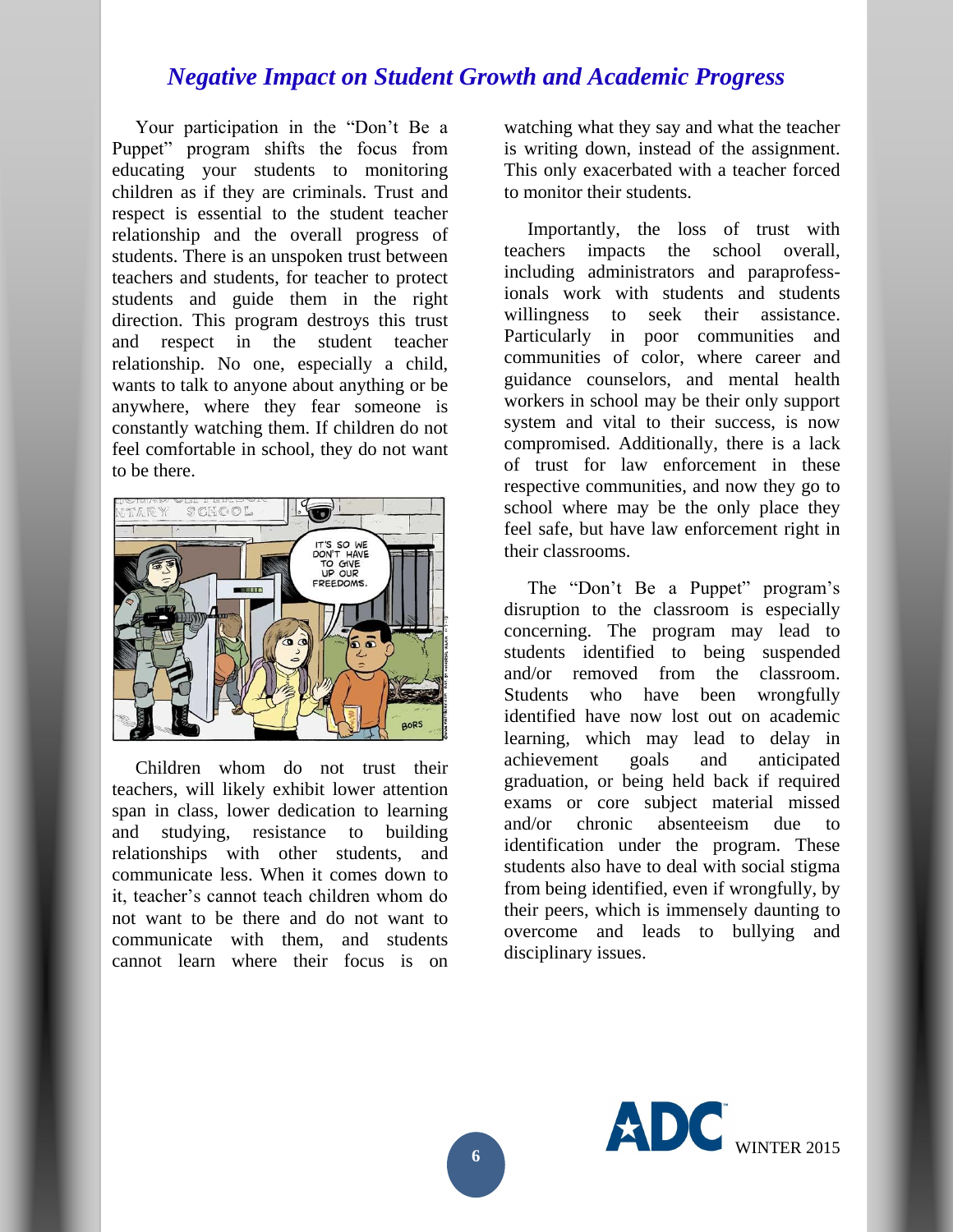## *Negative Impact on Student Growth and Academic Progress*

Your participation in the "Don't Be a Puppet" program shifts the focus from educating your students to monitoring children as if they are criminals. Trust and respect is essential to the student teacher relationship and the overall progress of students. There is an unspoken trust between teachers and students, for teacher to protect students and guide them in the right direction. This program destroys this trust and respect in the student teacher relationship. No one, especially a child, wants to talk to anyone about anything or be anywhere, where they fear someone is constantly watching them. If children do not feel comfortable in school, they do not want to be there.

Children whom do not trust their teachers, will likely exhibit lower attention span in class, lower dedication to learning and studying, resistance to building relationships with other students, and communicate less. When it comes down to it, teacher's cannot teach children whom do not want to be there and do not want to communicate with them, and students cannot learn where their focus is on watching what they say and what the teacher is writing down, instead of the assignment. This only exacerbated with a teacher forced to monitor their students.

Importantly, the loss of trust with teachers impacts the school overall, including administrators and paraprofess-ionals work with students and students willingness to seek their assistance. Particularly in poor communities and communities of color, where career and guidance counselors, and mental health workers in school may be their only support system and vital to their success, is now compromised. Additionally, there is a lack of trust for law enforcement in these respective communities, and now they go to school where may be the only place they feel safe, but have law enforcement right in their classrooms.

The "Don't Be a Puppet" program's disruption to the classroom is especially concerning. The program may lead to students identified to being suspended and/or removed from the classroom. Students who have been wrongfully identified have now lost out on academic learning, which may lead to delay in achievement goals and anticipated graduation, or being held back if required exams or core subject material missed and/or chronic absenteeism due to identification under the program. These students also have to deal with social stigma from being identified, even if wrongfully, by their peers, which is immensely daunting to overcome and leads to bullying and disciplinary issues.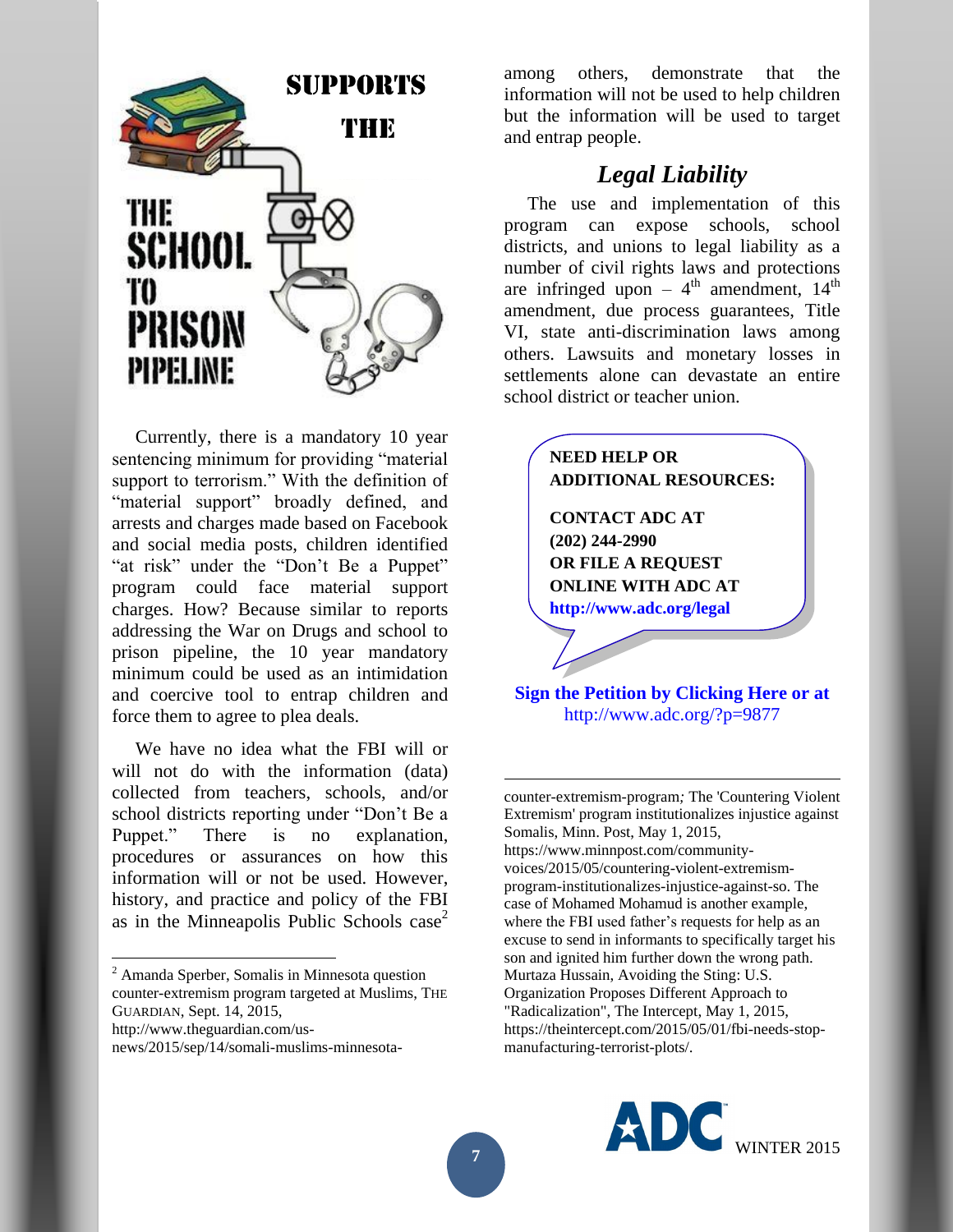SUPPORTS THE

THE SCHOOL TO PRISON PIPELINE

Currently, there is a mandatory 10 year sentencing minimum for providing "material support to terrorism." With the definition of "material support" broadly defined, and arrests and charges made based on Facebook and social media posts, children identified "at risk" under the "Don't Be a Puppet" program could face material support charges. How? Because similar to reports addressing the War on Drugs and school to prison pipeline, the 10 year mandatory minimum could be used as an intimidation and coercive tool to entrap children and force them to agree to plea deals.

We have no idea what the FBI will or will not do with the information (data) collected from teachers, schools, and/or school districts reporting under "Don't Be a Puppet." There is no explanation, procedures or assurances on how this information will or not be used. However, history, and practice and policy of the FBI as in the Minneapolis Public Schools case[2] among others, demonstrate that the information will not be used to help children but the information will be used to target and entrap people.

## *Legal Liability*

The use and implementation of this program can expose schools, school districts, and unions to legal liability as a number of civil rights laws and protections are infringed upon – 4th amendment, 14th amendment, due process guarantees, Title VI, state anti-discrimination laws among others. Lawsuits and monetary losses in settlements alone can devastate an entire school district or teacher union.

**NEED HELP OR ADDITIONAL RESOURCES:**

**CONTACT ADC AT (202) 244-2990 OR FILE A REQUEST ONLINE WITH ADC AT http://www.adc.org/legal**

**Sign the Petition by Clicking Here or at**
http://www.adc.org/?p=9877

---

[2] Amanda Sperber, Somalis in Minnesota question counter-extremism program targeted at Muslims, THE GUARDIAN, Sept. 14, 2015, http://www.theguardian.com/us-news/2015/sep/14/somali-muslims-minnesota-counter-extremism-program*;* The 'Countering Violent Extremism' program institutionalizes injustice against Somalis, Minn. Post, May 1, 2015, https://www.minnpost.com/community-voices/2015/05/countering-violent-extremism-program-institutionalizes-injustice-against-so. The case of Mohamed Mohamud is another example, where the FBI used father's requests for help as an excuse to send in informants to specifically target his son and ignited him further down the wrong path. Murtaza Hussain, Avoiding the Sting: U.S. Organization Proposes Different Approach to "Radicalization", The Intercept, May 1, 2015, https://theintercept.com/2015/05/01/fbi-needs-stop-manufacturing-terrorist-plots/.